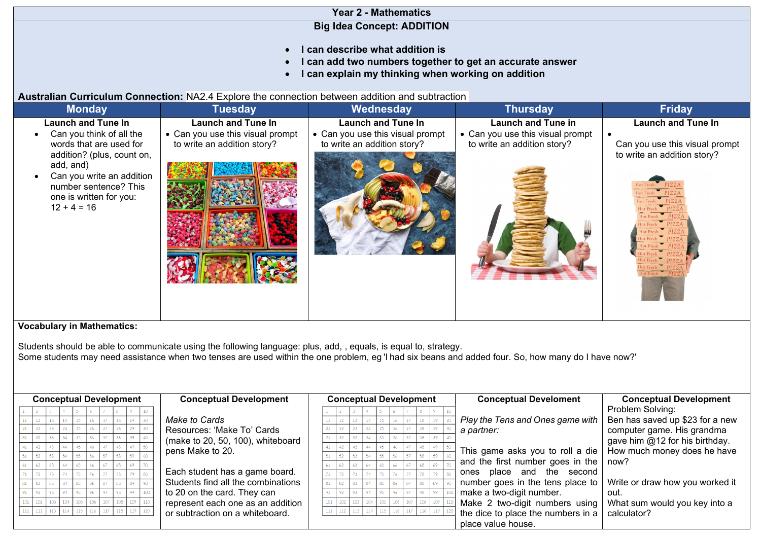# Year 2 - Mathematics

## Big Idea Concept: ADDITION

- **I can describe what addition is**
- **I can add two numbers together to get an accurate answer**
- **I can explain my thinking when working on addition**

**Australian Curriculum Connection:** NA2.4 Explore the connection between addition and subtraction

| Monday | Tuesday | Wednesday | Thursday | Friday |
|---|---|---|---|---|
| **Launch and Tune In**<br>• Can you think of all the words that are used for addition? (plus, count on, add, and)<br>• Can you write an addition number sentence? This one is written for you: 12 + 4 = 16 | **Launch and Tune In**<br>• Can you use this visual prompt to write an addition story? | **Launch and Tune In**<br>• Can you use this visual prompt to write an addition story? | **Launch and Tune in**<br>• Can you use this visual prompt to write an addition story? | **Launch and Tune In**<br>•<br>Can you use this visual prompt to write an addition story? |

**Vocabulary in Mathematics:**

Students should be able to communicate using the following language: plus, add, , equals, is equal to, strategy.
Some students may need assistance when two tenses are used within the one problem, eg 'I had six beans and added four. So, how many do I have now?'

| Conceptual Development | Conceptual Development | Conceptual Development | Conceptual Develoment | Conceptual Development |
|---|---|---|---|---|
| | *Make to Cards*<br>Resources: 'Make To' Cards (make to 20, 50, 100), whiteboard pens Make to 20.<br><br>Each student has a game board. Students find all the combinations to 20 on the card. They can represent each one as an addition or subtraction on a whiteboard. | | *Play the Tens and Ones game with a partner:*<br><br>This game asks you to roll a die and the first number goes in the ones place and the second number goes in the tens place to make a two-digit number.<br>Make 2 two-digit numbers using the dice to place the numbers in a place value house. | Problem Solving:<br>Ben has saved up $23 for a new computer game. His grandma gave him @12 for his birthday. How much money does he have now?<br><br>Write or draw how you worked it out.<br>What sum would you key into a calculator? |

| 1 | 2 | 3 | 4 | 5 | 6 | 7 | 8 | 9 | 10 |
|---|---|---|---|---|---|---|---|---|---|
| 11 | 12 | 13 | 14 | 15 | 16 | 17 | 18 | 19 | 20 |
| 21 | 22 | 23 | 24 | 25 | 26 | 27 | 28 | 29 | 30 |
| 31 | 32 | 33 | 34 | 35 | 36 | 37 | 38 | 39 | 40 |
| 41 | 42 | 43 | 44 | 45 | 46 | 47 | 48 | 49 | 50 |
| 51 | 52 | 53 | 54 | 55 | 56 | 57 | 58 | 59 | 60 |
| 61 | 62 | 63 | 64 | 65 | 66 | 67 | 68 | 69 | 70 |
| 71 | 72 | 73 | 74 | 75 | 76 | 77 | 78 | 79 | 80 |
| 81 | 82 | 83 | 84 | 85 | 86 | 87 | 88 | 89 | 90 |
| 91 | 92 | 93 | 94 | 95 | 96 | 97 | 98 | 99 | 100 |
| 101 | 102 | 103 | 104 | 105 | 106 | 107 | 108 | 109 | 110 |
| 111 | 112 | 113 | 114 | 115 | 116 | 117 | 118 | 119 | 120 |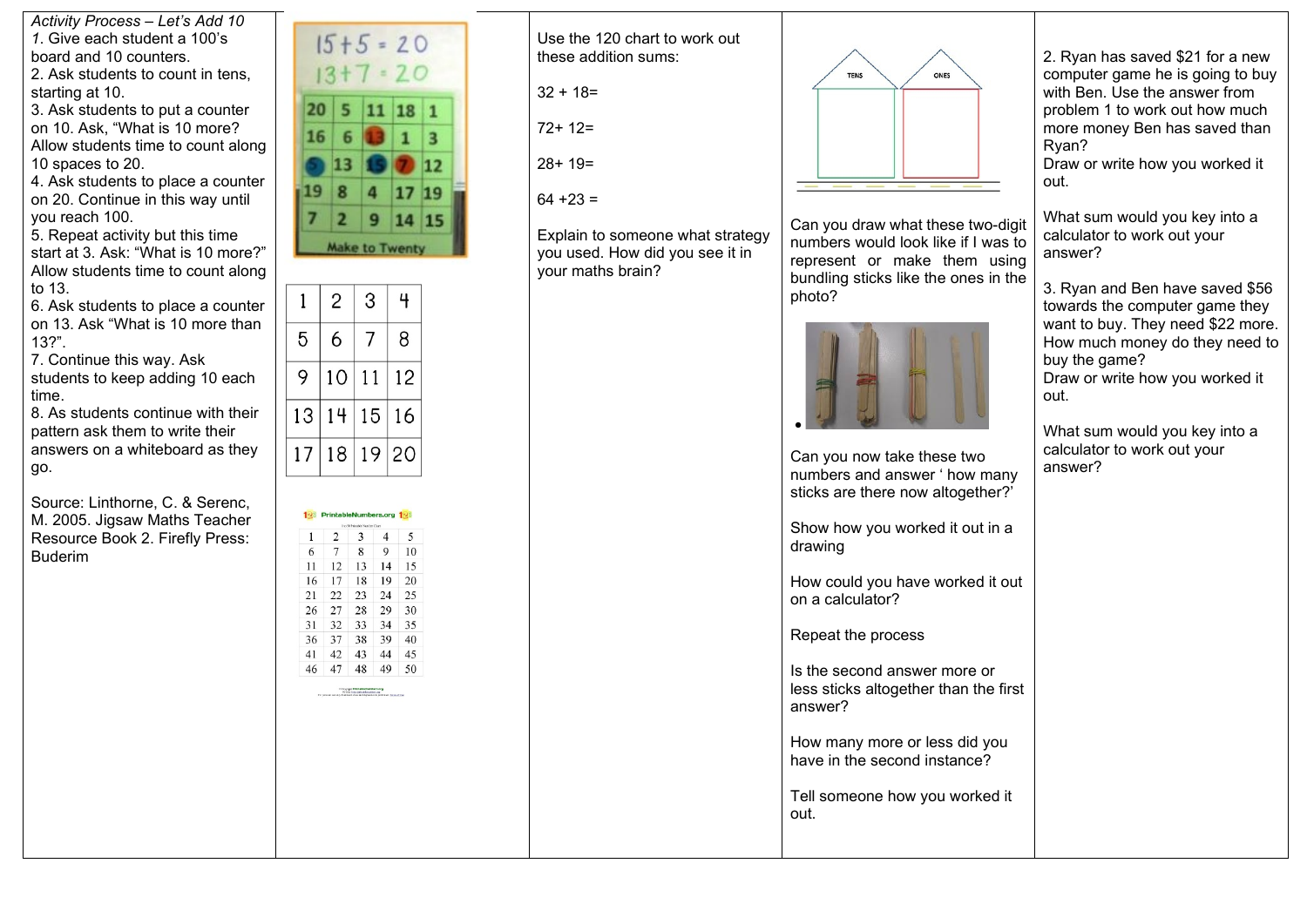*Activity Process – Let's Add 10*

1. Give each student a 100's board and 10 counters.
2. Ask students to count in tens, starting at 10.
3. Ask students to put a counter on 10. Ask, "What is 10 more? Allow students time to count along 10 spaces to 20.
4. Ask students to place a counter on 20. Continue in this way until you reach 100.
5. Repeat activity but this time start at 3. Ask: "What is 10 more?" Allow students time to count along to 13.
6. Ask students to place a counter on 13. Ask "What is 10 more than 13?".
7. Continue this way. Ask students to keep adding 10 each time.
8. As students continue with their pattern ask them to write their answers on a whiteboard as they go.

Source: Linthorne, C. & Serenc, M. 2005. Jigsaw Maths Teacher Resource Book 2. Firefly Press: Buderim

15 + 5 = 20
13 + 7 = 20

| 20 | 5 | 11 | 18 | 1 |
|---|---|---|---|---|
| 16 | 6 | 13 | 1 | 3 |
| 5 | 13 | 15 | 7 | 12 |
| 19 | 8 | 4 | 17 | 19 |
| 7 | 2 | 9 | 14 | 15 |

Make to Twenty

| 1 | 2 | 3 | 4 |
|---|---|---|---|
| 5 | 6 | 7 | 8 |
| 9 | 10 | 11 | 12 |
| 13 | 14 | 15 | 16 |
| 17 | 18 | 19 | 20 |

PrintableNumbers.org

| 1 | 2 | 3 | 4 | 5 |
|---|---|---|---|---|
| 6 | 7 | 8 | 9 | 10 |
| 11 | 12 | 13 | 14 | 15 |
| 16 | 17 | 18 | 19 | 20 |
| 21 | 22 | 23 | 24 | 25 |
| 26 | 27 | 28 | 29 | 30 |
| 31 | 32 | 33 | 34 | 35 |
| 36 | 37 | 38 | 39 | 40 |
| 41 | 42 | 43 | 44 | 45 |
| 46 | 47 | 48 | 49 | 50 |

Use the 120 chart to work out these addition sums:

32 + 18=

72+ 12=

28+ 19=

64 +23 =

Explain to someone what strategy you used. How did you see it in your maths brain?

TENS | ONES

Can you draw what these two-digit numbers would look like if I was to represent or make them using bundling sticks like the ones in the photo?

- Can you now take these two numbers and answer ' how many sticks are there now altogether?'

Show how you worked it out in a drawing

How could you have worked it out on a calculator?

Repeat the process

Is the second answer more or less sticks altogether than the first answer?

How many more or less did you have in the second instance?

Tell someone how you worked it out.

2. Ryan has saved $21 for a new computer game he is going to buy with Ben. Use the answer from problem 1 to work out how much more money Ben has saved than Ryan?
Draw or write how you worked it out.

What sum would you key into a calculator to work out your answer?

3. Ryan and Ben have saved $56 towards the computer game they want to buy. They need $22 more. How much money do they need to buy the game?
Draw or write how you worked it out.

What sum would you key into a calculator to work out your answer?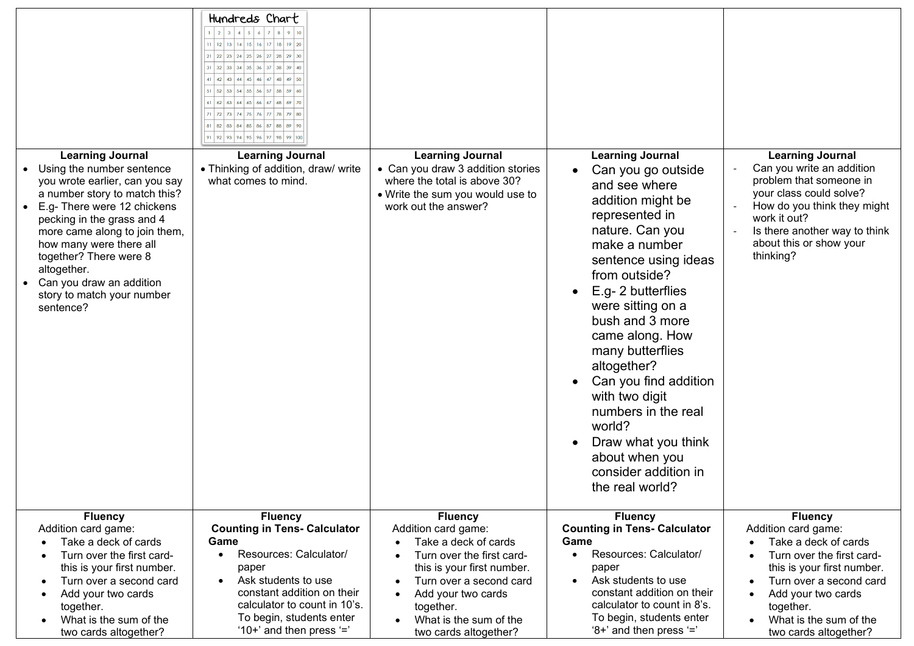|  | Hundreds Chart | | | |
|---|---|---|---|---|
| **Learning Journal**<br>• Using the number sentence you wrote earlier, can you say a number story to match this?<br>• E.g- There were 12 chickens pecking in the grass and 4 more came along to join them, how many were there all together? There were 8 altogether.<br>• Can you draw an addition story to match your number sentence? | **Learning Journal**<br>• Thinking of addition, draw/ write what comes to mind. | **Learning Journal**<br>• Can you draw 3 addition stories where the total is above 30?<br>• Write the sum you would use to work out the answer? | **Learning Journal**<br>• Can you go outside and see where addition might be represented in nature. Can you make a number sentence using ideas from outside?<br>• E.g- 2 butterflies were sitting on a bush and 3 more came along. How many butterflies altogether?<br>• Can you find addition with two digit numbers in the real world?<br>• Draw what you think about when you consider addition in the real world? | **Learning Journal**<br>- Can you write an addition problem that someone in your class could solve?<br>- How do you think they might work it out?<br>- Is there another way to think about this or show your thinking? |
| **Fluency**<br>Addition card game:<br>• Take a deck of cards<br>• Turn over the first card- this is your first number.<br>• Turn over a second card<br>• Add your two cards together.<br>• What is the sum of the two cards altogether? | **Fluency**<br>**Counting in Tens- Calculator Game**<br>• Resources: Calculator/ paper<br>• Ask students to use constant addition on their calculator to count in 10's. To begin, students enter '10+' and then press '=' | **Fluency**<br>Addition card game:<br>• Take a deck of cards<br>• Turn over the first card- this is your first number.<br>• Turn over a second card<br>• Add your two cards together.<br>• What is the sum of the two cards altogether? | **Fluency**<br>**Counting in Tens- Calculator Game**<br>• Resources: Calculator/ paper<br>• Ask students to use constant addition on their calculator to count in 8's. To begin, students enter '8+' and then press '=' | **Fluency**<br>Addition card game:<br>• Take a deck of cards<br>• Turn over the first card- this is your first number.<br>• Turn over a second card<br>• Add your two cards together.<br>• What is the sum of the two cards altogether? |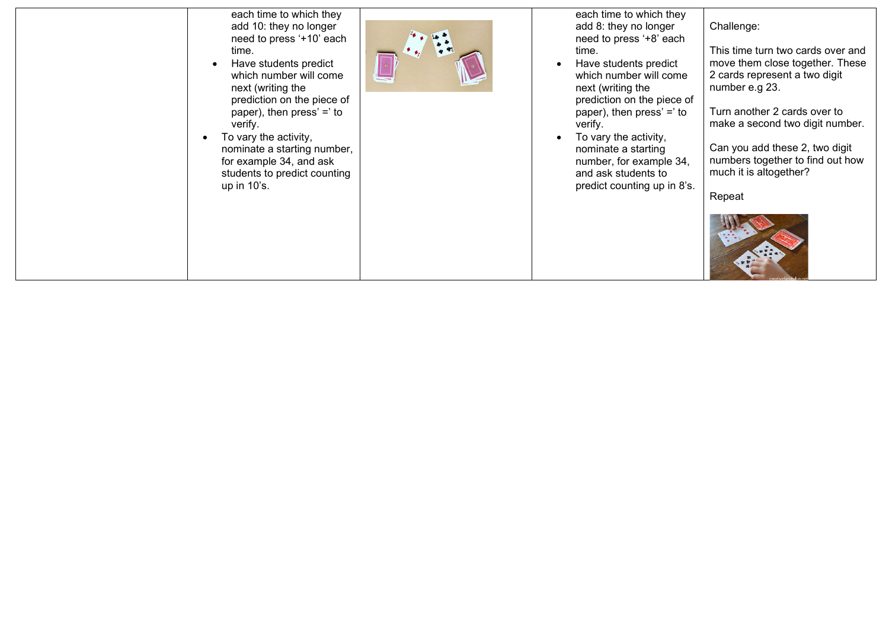| | | | | |
|---|---|---|---|---|
| | each time to which they add 10: they no longer need to press '+10' each time.<br>• Have students predict which number will come next (writing the prediction on the piece of paper), then press' =' to verify.<br>• To vary the activity, nominate a starting number, for example 34, and ask students to predict counting up in 10's. | | each time to which they add 8: they no longer need to press '+8' each time.<br>• Have students predict which number will come next (writing the prediction on the piece of paper), then press' =' to verify.<br>• To vary the activity, nominate a starting number, for example 34, and ask students to predict counting up in 8's. | Challenge:<br><br>This time turn two cards over and move them close together. These 2 cards represent a two digit number e.g 23.<br><br>Turn another 2 cards over to make a second two digit number.<br><br>Can you add these 2, two digit numbers together to find out how much it is altogether?<br><br>Repeat |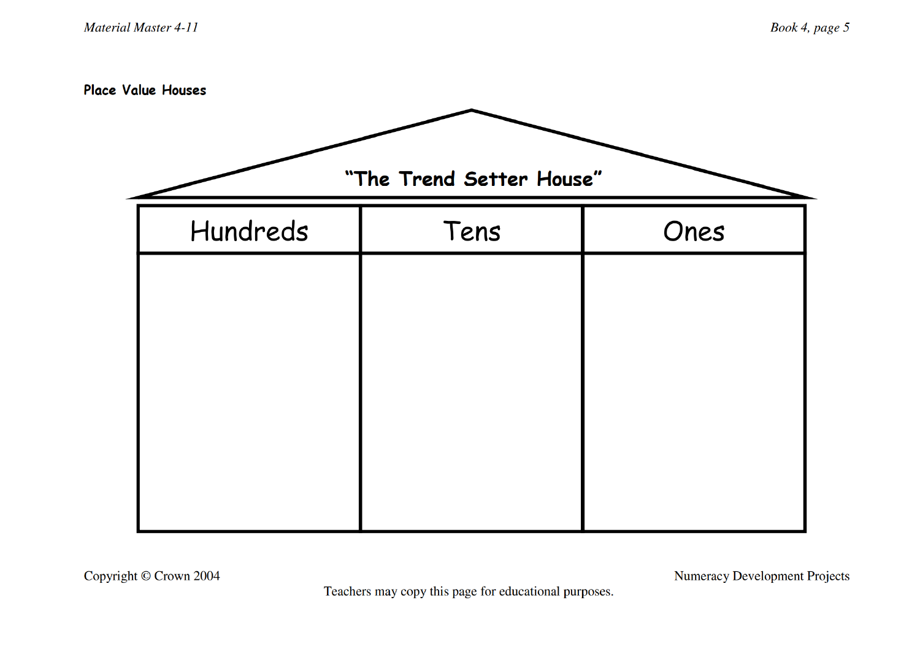**Place Value Houses**

### "The Trend Setter House"

| Hundreds | Tens | Ones |
| --- | --- | --- |
| | | |

Copyright © Crown 2004

Numeracy Development Projects

Teachers may copy this page for educational purposes.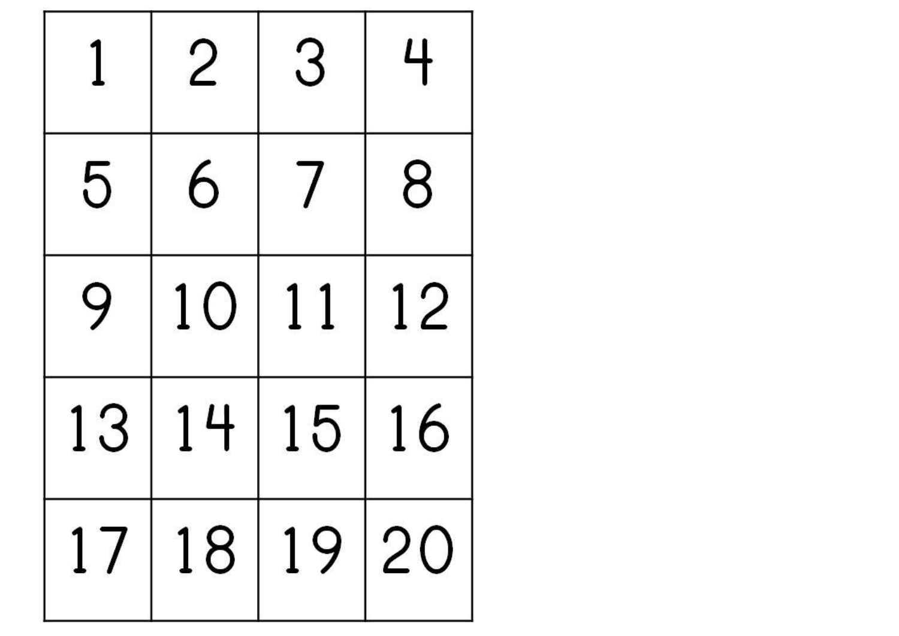| 1 | 2 | 3 | 4 |
|---|---|---|---|
| 5 | 6 | 7 | 8 |
| 9 | 10 | 11 | 12 |
| 13 | 14 | 15 | 16 |
| 17 | 18 | 19 | 20 |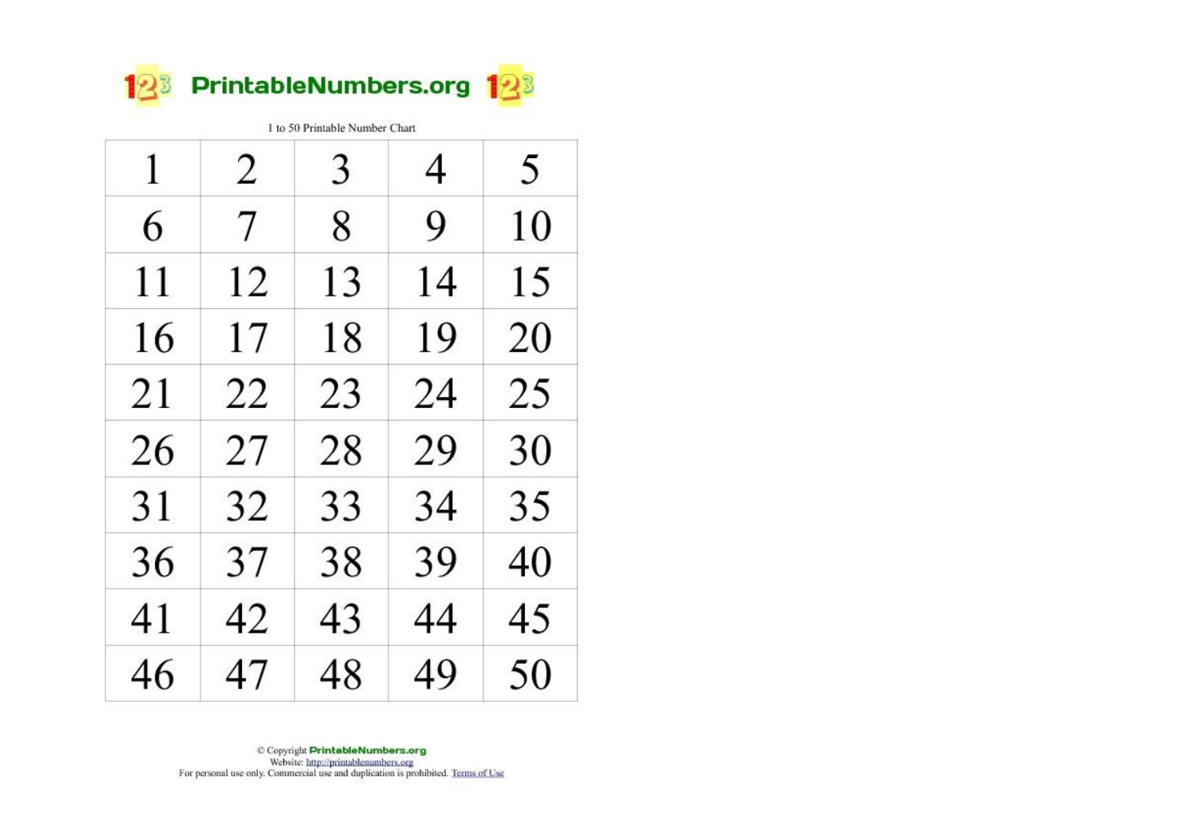# PrintableNumbers.org

1 to 50 Printable Number Chart

| 1 | 2 | 3 | 4 | 5 |
|---|---|---|---|---|
| 6 | 7 | 8 | 9 | 10 |
| 11 | 12 | 13 | 14 | 15 |
| 16 | 17 | 18 | 19 | 20 |
| 21 | 22 | 23 | 24 | 25 |
| 26 | 27 | 28 | 29 | 30 |
| 31 | 32 | 33 | 34 | 35 |
| 36 | 37 | 38 | 39 | 40 |
| 41 | 42 | 43 | 44 | 45 |
| 46 | 47 | 48 | 49 | 50 |

© Copyright **PrintableNumbers.org**
Website: http://printablenumbers.org
For personal use only. Commercial use and duplication is prohibited. Terms of Use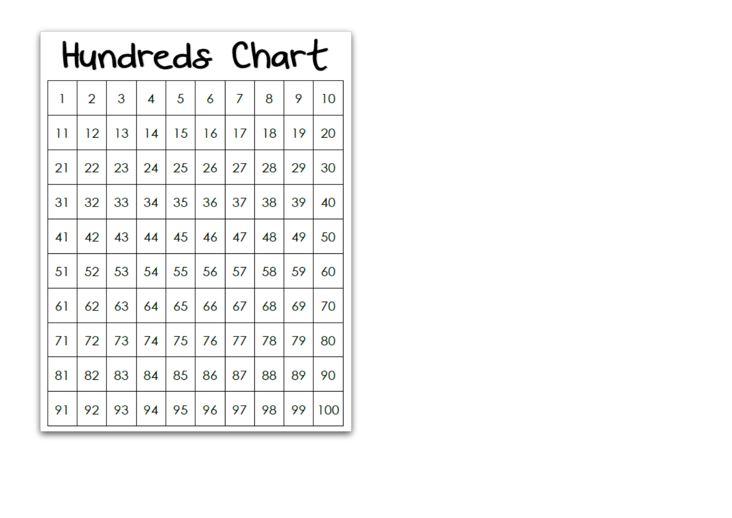# Hundreds Chart

| | | | | | | | | | |
|---|---|---|---|---|---|---|---|---|---|
| 1 | 2 | 3 | 4 | 5 | 6 | 7 | 8 | 9 | 10 |
| 11 | 12 | 13 | 14 | 15 | 16 | 17 | 18 | 19 | 20 |
| 21 | 22 | 23 | 24 | 25 | 26 | 27 | 28 | 29 | 30 |
| 31 | 32 | 33 | 34 | 35 | 36 | 37 | 38 | 39 | 40 |
| 41 | 42 | 43 | 44 | 45 | 46 | 47 | 48 | 49 | 50 |
| 51 | 52 | 53 | 54 | 55 | 56 | 57 | 58 | 59 | 60 |
| 61 | 62 | 63 | 64 | 65 | 66 | 67 | 68 | 69 | 70 |
| 71 | 72 | 73 | 74 | 75 | 76 | 77 | 78 | 79 | 80 |
| 81 | 82 | 83 | 84 | 85 | 86 | 87 | 88 | 89 | 90 |
| 91 | 92 | 93 | 94 | 95 | 96 | 97 | 98 | 99 | 100 |